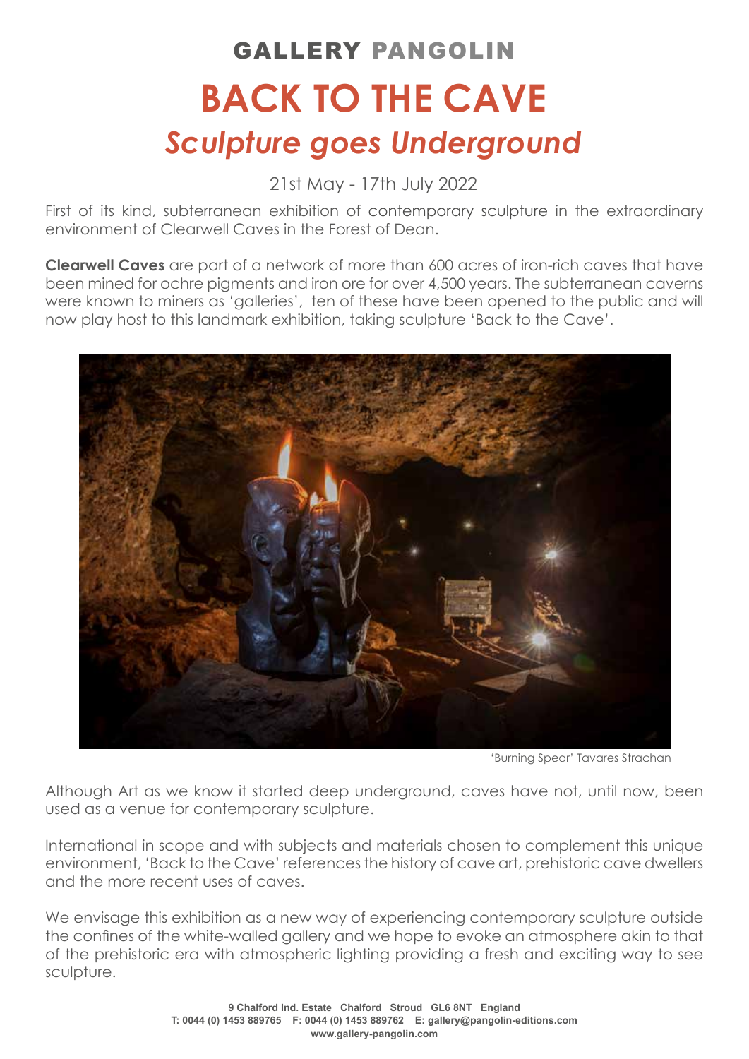GALLERY PANGOLIN

# BACK TO THE CAVE

## *Sculpture goes Underground*

21st May - 17th July 2022

First of its kind, subterranean exhibition of contemporary sculpture in the extraordinary environment of Clearwell Caves in the Forest of Dean.

**Clearwell Caves** are part of a network of more than 600 acres of iron-rich caves that have been mined for ochre pigments and iron ore for over 4,500 years. The subterranean caverns were known to miners as 'galleries', ten of these have been opened to the public and will now play host to this landmark exhibition, taking sculpture 'Back to the Cave'.

'Burning Spear' Tavares Strachan

Although Art as we know it started deep underground, caves have not, until now, been used as a venue for contemporary sculpture.

International in scope and with subjects and materials chosen to complement this unique environment, 'Back to the Cave' references the history of cave art, prehistoric cave dwellers and the more recent uses of caves.

We envisage this exhibition as a new way of experiencing contemporary sculpture outside the confines of the white-walled gallery and we hope to evoke an atmosphere akin to that of the prehistoric era with atmospheric lighting providing a fresh and exciting way to see sculpture.

**9 Chalford Ind. Estate Chalford Stroud GL6 8NT England**
**T: 0044 (0) 1453 889765 F: 0044 (0) 1453 889762 E: gallery@pangolin-editions.com**
**www.gallery-pangolin.com**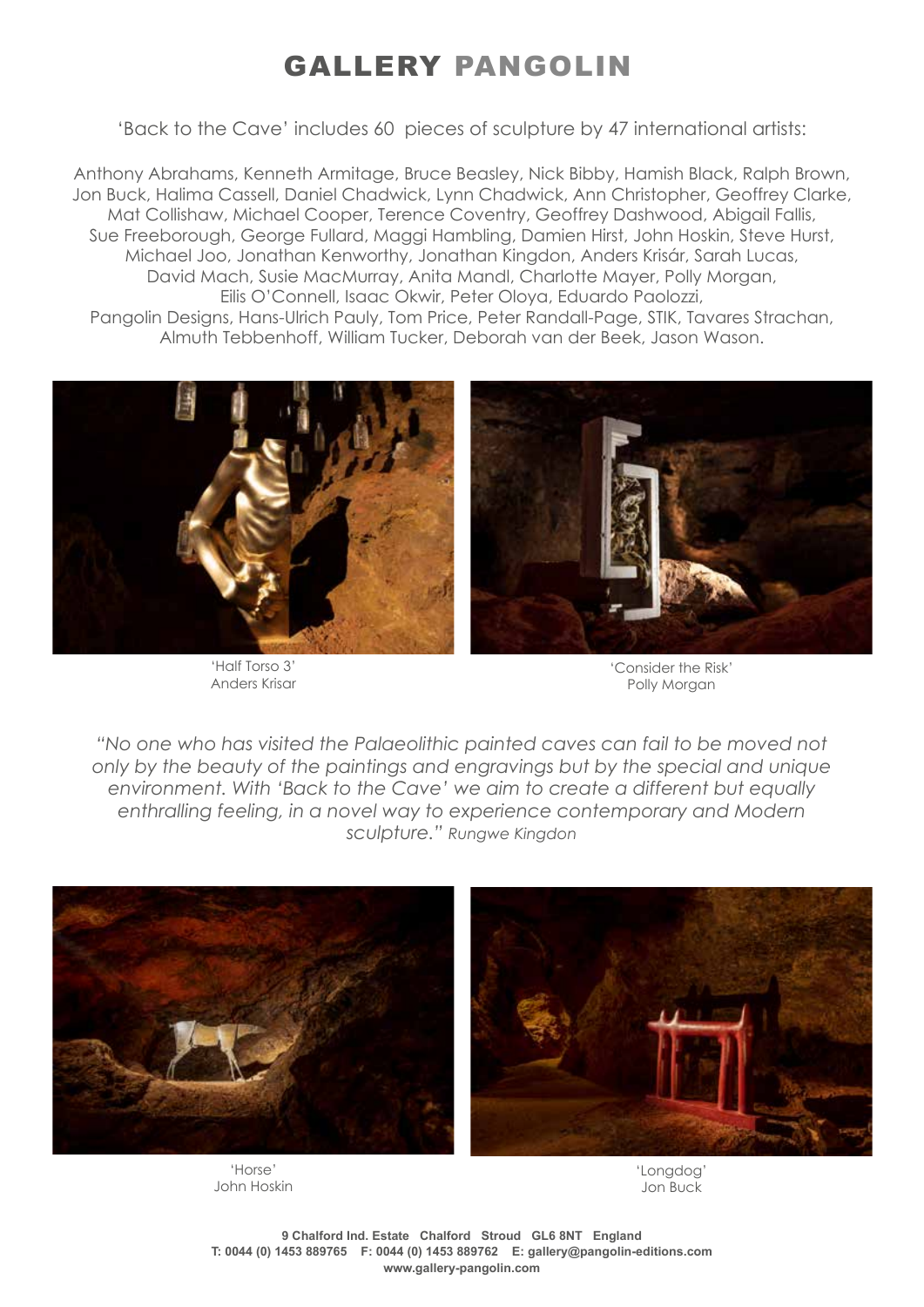# GALLERY PANGOLIN

'Back to the Cave' includes 60 pieces of sculpture by 47 international artists:

Anthony Abrahams, Kenneth Armitage, Bruce Beasley, Nick Bibby, Hamish Black, Ralph Brown, Jon Buck, Halima Cassell, Daniel Chadwick, Lynn Chadwick, Ann Christopher, Geoffrey Clarke, Mat Collishaw, Michael Cooper, Terence Coventry, Geoffrey Dashwood, Abigail Fallis, Sue Freeborough, George Fullard, Maggi Hambling, Damien Hirst, John Hoskin, Steve Hurst, Michael Joo, Jonathan Kenworthy, Jonathan Kingdon, Anders Krisár, Sarah Lucas, David Mach, Susie MacMurray, Anita Mandl, Charlotte Mayer, Polly Morgan, Eilis O'Connell, Isaac Okwir, Peter Oloya, Eduardo Paolozzi, Pangolin Designs, Hans-Ulrich Pauly, Tom Price, Peter Randall-Page, STIK, Tavares Strachan, Almuth Tebbenhoff, William Tucker, Deborah van der Beek, Jason Wason.

'Half Torso 3'
Anders Krisar

'Consider the Risk'
Polly Morgan

*"No one who has visited the Palaeolithic painted caves can fail to be moved not only by the beauty of the paintings and engravings but by the special and unique environment. With 'Back to the Cave' we aim to create a different but equally enthralling feeling, in a novel way to experience contemporary and Modern sculpture."* Rungwe Kingdon

'Horse'
John Hoskin

'Longdog'
Jon Buck

**9 Chalford Ind. Estate Chalford Stroud GL6 8NT England**
**T: 0044 (0) 1453 889765 F: 0044 (0) 1453 889762 E: gallery@pangolin-editions.com**
**www.gallery-pangolin.com**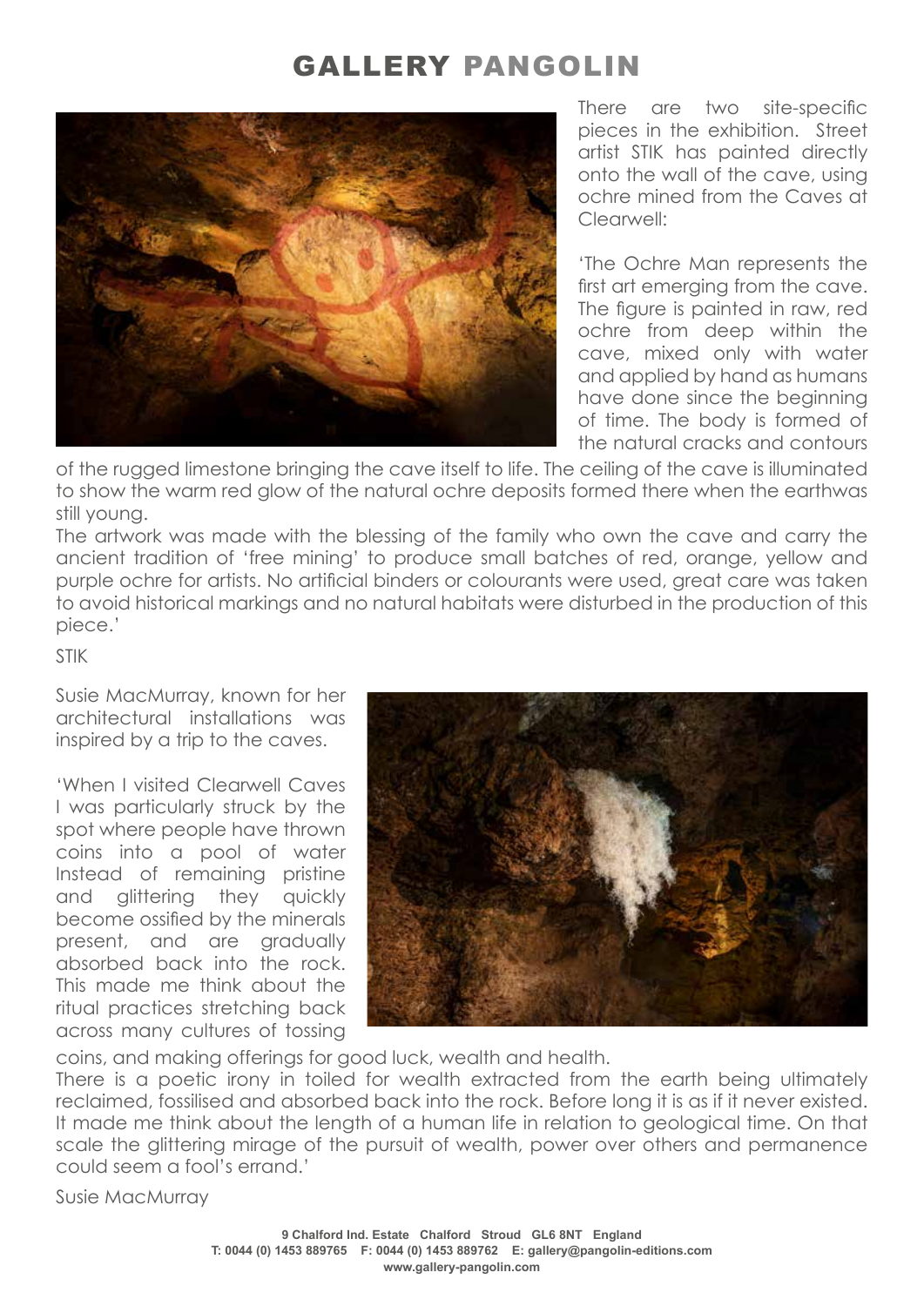# GALLERY PANGOLIN

There are two site-specific pieces in the exhibition. Street artist STIK has painted directly onto the wall of the cave, using ochre mined from the Caves at Clearwell:

'The Ochre Man represents the first art emerging from the cave. The figure is painted in raw, red ochre from deep within the cave, mixed only with water and applied by hand as humans have done since the beginning of time. The body is formed of the natural cracks and contours of the rugged limestone bringing the cave itself to life. The ceiling of the cave is illuminated to show the warm red glow of the natural ochre deposits formed there when the earthwas still young.

The artwork was made with the blessing of the family who own the cave and carry the ancient tradition of 'free mining' to produce small batches of red, orange, yellow and purple ochre for artists. No artificial binders or colourants were used, great care was taken to avoid historical markings and no natural habitats were disturbed in the production of this piece.'

STIK

Susie MacMurray, known for her architectural installations was inspired by a trip to the caves.

'When I visited Clearwell Caves I was particularly struck by the spot where people have thrown coins into a pool of water Instead of remaining pristine and glittering they quickly become ossified by the minerals present, and are gradually absorbed back into the rock. This made me think about the ritual practices stretching back across many cultures of tossing coins, and making offerings for good luck, wealth and health.

There is a poetic irony in toiled for wealth extracted from the earth being ultimately reclaimed, fossilised and absorbed back into the rock. Before long it is as if it never existed. It made me think about the length of a human life in relation to geological time. On that scale the glittering mirage of the pursuit of wealth, power over others and permanence could seem a fool's errand.'

Susie MacMurray

**9 Chalford Ind. Estate Chalford Stroud GL6 8NT England**
**T: 0044 (0) 1453 889765 F: 0044 (0) 1453 889762 E: gallery@pangolin-editions.com**
**www.gallery-pangolin.com**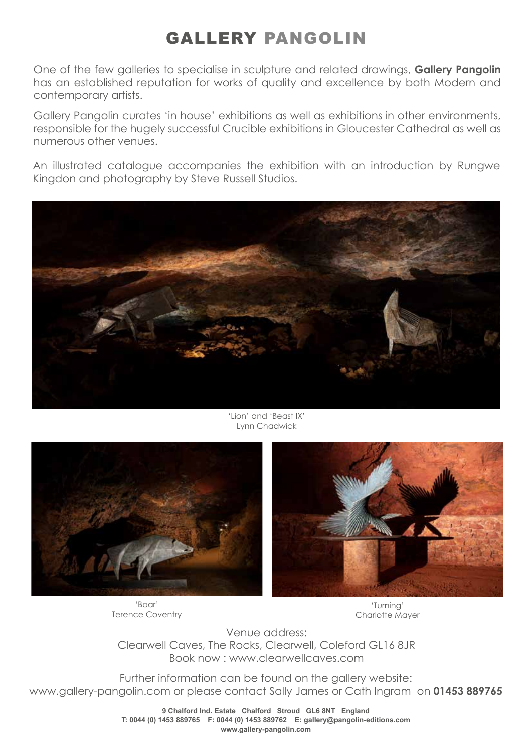# GALLERY PANGOLIN

One of the few galleries to specialise in sculpture and related drawings, **Gallery Pangolin** has an established reputation for works of quality and excellence by both Modern and contemporary artists.

Gallery Pangolin curates 'in house' exhibitions as well as exhibitions in other environments, responsible for the hugely successful Crucible exhibitions in Gloucester Cathedral as well as numerous other venues.

An illustrated catalogue accompanies the exhibition with an introduction by Rungwe Kingdon and photography by Steve Russell Studios.

'Lion' and 'Beast IX'
Lynn Chadwick

'Boar'
Terence Coventry

'Turning'
Charlotte Mayer

Venue address:
Clearwell Caves, The Rocks, Clearwell, Coleford GL16 8JR
Book now : www.clearwellcaves.com

Further information can be found on the gallery website:
www.gallery-pangolin.com or please contact Sally James or Cath Ingram on **01453 889765**

**9 Chalford Ind. Estate Chalford Stroud GL6 8NT England**
**T: 0044 (0) 1453 889765 F: 0044 (0) 1453 889762 E: gallery@pangolin-editions.com**
**www.gallery-pangolin.com**